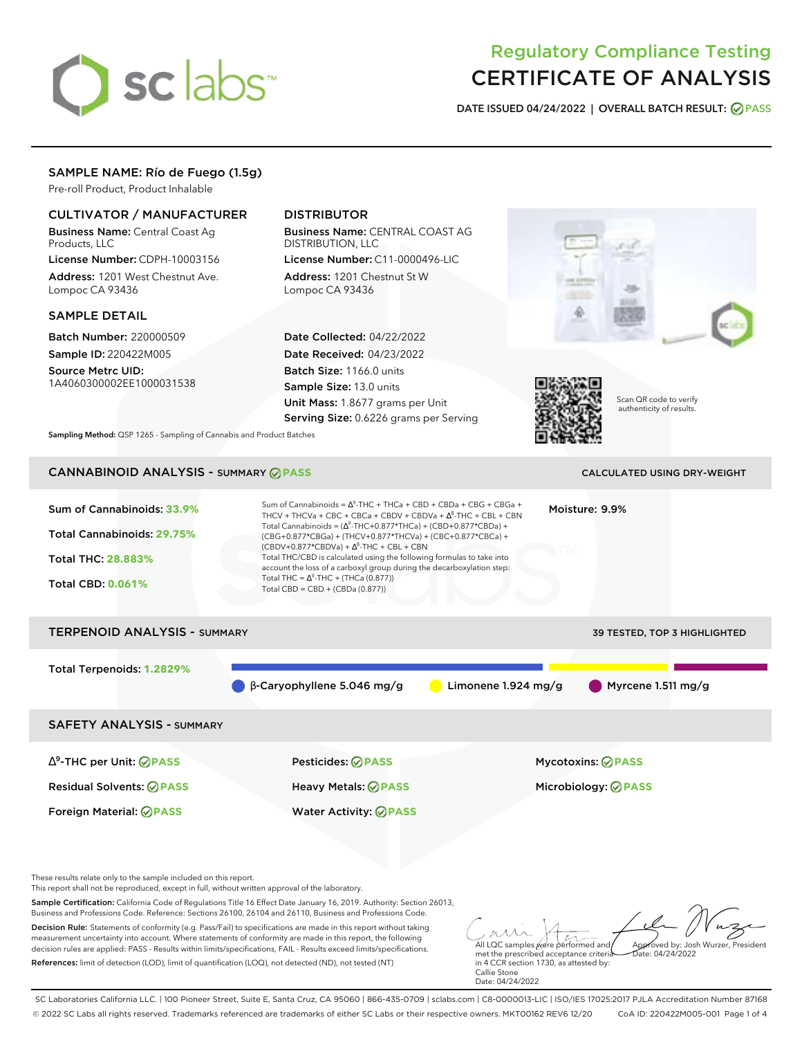# Regulatory Compliance Testing
# CERTIFICATE OF ANALYSIS

**DATE ISSUED 04/24/2022 | OVERALL BATCH RESULT: PASS**

## SAMPLE NAME: Río de Fuego (1.5g)

Pre-roll Product, Product Inhalable

### CULTIVATOR / MANUFACTURER

**Business Name:** Central Coast Ag Products, LLC

**License Number:** CDPH-10003156

**Address:** 1201 West Chestnut Ave. Lompoc CA 93436

### DISTRIBUTOR

**Business Name:** CENTRAL COAST AG DISTRIBUTION, LLC

**License Number:** C11-0000496-LIC

**Address:** 1201 Chestnut St W Lompoc CA 93436

### SAMPLE DETAIL

**Batch Number:** 220000509

**Sample ID:** 220422M005

**Source Metrc UID:** 1A4060300002EE1000031538

**Date Collected:** 04/22/2022

**Date Received:** 04/23/2022

**Batch Size:** 1166.0 units

**Sample Size:** 13.0 units

**Unit Mass:** 1.8677 grams per Unit

**Serving Size:** 0.6226 grams per Serving

Scan QR code to verify authenticity of results.

**Sampling Method:** QSP 1265 - Sampling of Cannabis and Product Batches

## CANNABINOID ANALYSIS - SUMMARY PASS

CALCULATED USING DRY-WEIGHT

**Sum of Cannabinoids:** 33.9%

**Total Cannabinoids:** 29.75%

**Total THC:** 28.883%

**Total CBD:** 0.061%

Sum of Cannabinoids = $\Delta^9$-THC + THCa + CBD + CBDa + CBG + CBGa + THCV + THCVa + CBC + CBCa + CBDV + CBDVa + $\Delta^8$-THC + CBL + CBN

Total Cannabinoids = ($\Delta^9$-THC+0.877*THCa) + (CBD+0.877*CBDa) + (CBG+0.877*CBGa) + (THCV+0.877*THCVa) + (CBC+0.877*CBCa) + (CBDV+0.877*CBDVa) + $\Delta^8$-THC + CBL + CBN

Total THC/CBD is calculated using the following formulas to take into account the loss of a carboxyl group during the decarboxylation step:

Total THC = $\Delta^9$-THC + (THCa (0.877))

Total CBD = CBD + (CBDa (0.877))

**Moisture:** 9.9%

## TERPENOID ANALYSIS - SUMMARY

39 TESTED, TOP 3 HIGHLIGHTED

**Total Terpenoids:** 1.2829%

β-Caryophyllene 5.046 mg/g | Limonene 1.924 mg/g | Myrcene 1.511 mg/g

## SAFETY ANALYSIS - SUMMARY

| | | |
|---|---|---|
| $\Delta^9$-THC per Unit: PASS | Pesticides: PASS | Mycotoxins: PASS |
| Residual Solvents: PASS | Heavy Metals: PASS | Microbiology: PASS |
| Foreign Material: PASS | Water Activity: PASS | |

These results relate only to the sample included on this report.
This report shall not be reproduced, except in full, without written approval of the laboratory.

**Sample Certification:** California Code of Regulations Title 16 Effect Date January 16, 2019. Authority: Section 26013, Business and Professions Code. Reference: Sections 26100, 26104 and 26110, Business and Professions Code.

**Decision Rule:** Statements of conformity (e.g. Pass/Fail) to specifications are made in this report without taking measurement uncertainty into account. Where statements of conformity are made in this report, the following decision rules are applied: PASS - Results within limits/specifications, FAIL - Results exceed limits/specifications.

**References:** limit of detection (LOD), limit of quantification (LOQ), not detected (ND), not tested (NT)

All LQC samples were performed and met the prescribed acceptance criteria in 4 CCR section 1730, as attested by: Callie Stone Date: 04/24/2022

Approved by: Josh Wurzer, President Date: 04/24/2022

SC Laboratories California LLC. | 100 Pioneer Street, Suite E, Santa Cruz, CA 95060 | 866-435-0709 | sclabs.com | C8-0000013-LIC | ISO/IES 17025:2017 PJLA Accreditation Number 87168
© 2022 SC Labs all rights reserved. Trademarks referenced are trademarks of either SC Labs or their respective owners. MKT00162 REV6 12/20 CoA ID: 220422M005-001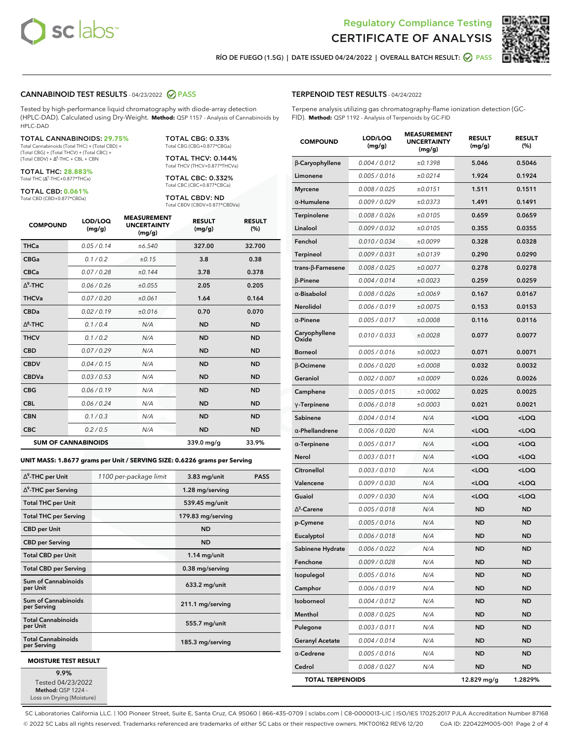# Regulatory Compliance Testing
## CERTIFICATE OF ANALYSIS

RÍO DE FUEGO (1.5G) | DATE ISSUED 04/24/2022 | OVERALL BATCH RESULT: PASS

## CANNABINOID TEST RESULTS - 04/23/2022 PASS

Tested by high-performance liquid chromatography with diode-array detection (HPLC-DAD). Calculated using Dry-Weight. **Method:** QSP 1157 - Analysis of Cannabinoids by HPLC-DAD

**TOTAL CANNABINOIDS: 29.75%**
Total Cannabinoids (Total THC) + (Total CBD) + (Total CBG) + (Total THCV) + (Total CBC) + (Total CBDV) + $\Delta^8$-THC + CBL + CBN

**TOTAL THC: 28.883%**
Total THC ($\Delta^9$-THC+0.877*THCa)

**TOTAL CBD: 0.061%**
Total CBD (CBD+0.877*CBDa)

**TOTAL CBG: 0.33%**
Total CBG (CBG+0.877*CBGa)

**TOTAL THCV: 0.144%**
Total THCV (THCV+0.877*THCVa)

**TOTAL CBC: 0.332%**
Total CBC (CBC+0.877*CBCa)

**TOTAL CBDV: ND**
Total CBDV (CBDV+0.877*CBDVa)

| COMPOUND | LOD/LOQ (mg/g) | MEASUREMENT UNCERTAINTY (mg/g) | RESULT (mg/g) | RESULT (%) |
|---|---|---|---|---|
| THCa | 0.05 / 0.14 | ±6.540 | 327.00 | 32.700 |
| CBGa | 0.1 / 0.2 | ±0.15 | 3.8 | 0.38 |
| CBCa | 0.07 / 0.28 | ±0.144 | 3.78 | 0.378 |
| $\Delta^9$-THC | 0.06 / 0.26 | ±0.055 | 2.05 | 0.205 |
| THCVa | 0.07 / 0.20 | ±0.061 | 1.64 | 0.164 |
| CBDa | 0.02 / 0.19 | ±0.016 | 0.70 | 0.070 |
| $\Delta^8$-THC | 0.1 / 0.4 | N/A | ND | ND |
| THCV | 0.1 / 0.2 | N/A | ND | ND |
| CBD | 0.07 / 0.29 | N/A | ND | ND |
| CBDV | 0.04 / 0.15 | N/A | ND | ND |
| CBDVa | 0.03 / 0.53 | N/A | ND | ND |
| CBG | 0.06 / 0.19 | N/A | ND | ND |
| CBL | 0.06 / 0.24 | N/A | ND | ND |
| CBN | 0.1 / 0.3 | N/A | ND | ND |
| CBC | 0.2 / 0.5 | N/A | ND | ND |
| **SUM OF CANNABINOIDS** | | | 339.0 mg/g | 33.9% |

**UNIT MASS: 1.8677 grams per Unit / SERVING SIZE: 0.6226 grams per Serving**

| | | | |
|---|---|---|---|
| $\Delta^9$-THC per Unit | 1100 per-package limit | 3.83 mg/unit | PASS |
| $\Delta^9$-THC per Serving | | 1.28 mg/serving | |
| Total THC per Unit | | 539.45 mg/unit | |
| Total THC per Serving | | 179.83 mg/serving | |
| CBD per Unit | | ND | |
| CBD per Serving | | ND | |
| Total CBD per Unit | | 1.14 mg/unit | |
| Total CBD per Serving | | 0.38 mg/serving | |
| Sum of Cannabinoids per Unit | | 633.2 mg/unit | |
| Sum of Cannabinoids per Serving | | 211.1 mg/serving | |
| Total Cannabinoids per Unit | | 555.7 mg/unit | |
| Total Cannabinoids per Serving | | 185.3 mg/serving | |

### MOISTURE TEST RESULT

9.9%
Tested 04/23/2022
**Method:** QSP 1224 - Loss on Drying (Moisture)

## TERPENOID TEST RESULTS - 04/24/2022

Terpene analysis utilizing gas chromatography-flame ionization detection (GC-FID). **Method:** QSP 1192 - Analysis of Terpenoids by GC-FID

| COMPOUND | LOD/LOQ (mg/g) | MEASUREMENT UNCERTAINTY (mg/g) | RESULT (mg/g) | RESULT (%) |
|---|---|---|---|---|
| β-Caryophyllene | 0.004 / 0.012 | ±0.1398 | 5.046 | 0.5046 |
| Limonene | 0.005 / 0.016 | ±0.0214 | 1.924 | 0.1924 |
| Myrcene | 0.008 / 0.025 | ±0.0151 | 1.511 | 0.1511 |
| α-Humulene | 0.009 / 0.029 | ±0.0373 | 1.491 | 0.1491 |
| Terpinolene | 0.008 / 0.026 | ±0.0105 | 0.659 | 0.0659 |
| Linalool | 0.009 / 0.032 | ±0.0105 | 0.355 | 0.0355 |
| Fenchol | 0.010 / 0.034 | ±0.0099 | 0.328 | 0.0328 |
| Terpineol | 0.009 / 0.031 | ±0.0139 | 0.290 | 0.0290 |
| trans-β-Farnesene | 0.008 / 0.025 | ±0.0077 | 0.278 | 0.0278 |
| β-Pinene | 0.004 / 0.014 | ±0.0023 | 0.259 | 0.0259 |
| α-Bisabolol | 0.008 / 0.026 | ±0.0069 | 0.167 | 0.0167 |
| Nerolidol | 0.006 / 0.019 | ±0.0075 | 0.153 | 0.0153 |
| α-Pinene | 0.005 / 0.017 | ±0.0008 | 0.116 | 0.0116 |
| Caryophyllene Oxide | 0.010 / 0.033 | ±0.0028 | 0.077 | 0.0077 |
| Borneol | 0.005 / 0.016 | ±0.0023 | 0.071 | 0.0071 |
| β-Ocimene | 0.006 / 0.020 | ±0.0008 | 0.032 | 0.0032 |
| Geraniol | 0.002 / 0.007 | ±0.0009 | 0.026 | 0.0026 |
| Camphene | 0.005 / 0.015 | ±0.0002 | 0.025 | 0.0025 |
| γ-Terpinene | 0.006 / 0.018 | ±0.0003 | 0.021 | 0.0021 |
| Sabinene | 0.004 / 0.014 | N/A | <LOQ | <LOQ |
| α-Phellandrene | 0.006 / 0.020 | N/A | <LOQ | <LOQ |
| α-Terpinene | 0.005 / 0.017 | N/A | <LOQ | <LOQ |
| Nerol | 0.003 / 0.011 | N/A | <LOQ | <LOQ |
| Citronellol | 0.003 / 0.010 | N/A | <LOQ | <LOQ |
| Valencene | 0.009 / 0.030 | N/A | <LOQ | <LOQ |
| Guaiol | 0.009 / 0.030 | N/A | <LOQ | <LOQ |
| $\Delta^3$-Carene | 0.005 / 0.018 | N/A | ND | ND |
| p-Cymene | 0.005 / 0.016 | N/A | ND | ND |
| Eucalyptol | 0.006 / 0.018 | N/A | ND | ND |
| Sabinene Hydrate | 0.006 / 0.022 | N/A | ND | ND |
| Fenchone | 0.009 / 0.028 | N/A | ND | ND |
| Isopulegol | 0.005 / 0.016 | N/A | ND | ND |
| Camphor | 0.006 / 0.019 | N/A | ND | ND |
| Isoborneol | 0.004 / 0.012 | N/A | ND | ND |
| Menthol | 0.008 / 0.025 | N/A | ND | ND |
| Pulegone | 0.003 / 0.011 | N/A | ND | ND |
| Geranyl Acetate | 0.004 / 0.014 | N/A | ND | ND |
| α-Cedrene | 0.005 / 0.016 | N/A | ND | ND |
| Cedrol | 0.008 / 0.027 | N/A | ND | ND |
| **TOTAL TERPENOIDS** | | | 12.829 mg/g | 1.2829% |

SC Laboratories California LLC. | 100 Pioneer Street, Suite E, Santa Cruz, CA 95060 | 866-435-0709 | sclabs.com | C8-0000013-LIC | ISO/IES 17025:2017 PJLA Accreditation Number 87168
© 2022 SC Labs all rights reserved. Trademarks referenced are trademarks of either SC Labs or their respective owners. MKT00162 REV6 12/20 CoA ID: 220422M005-001